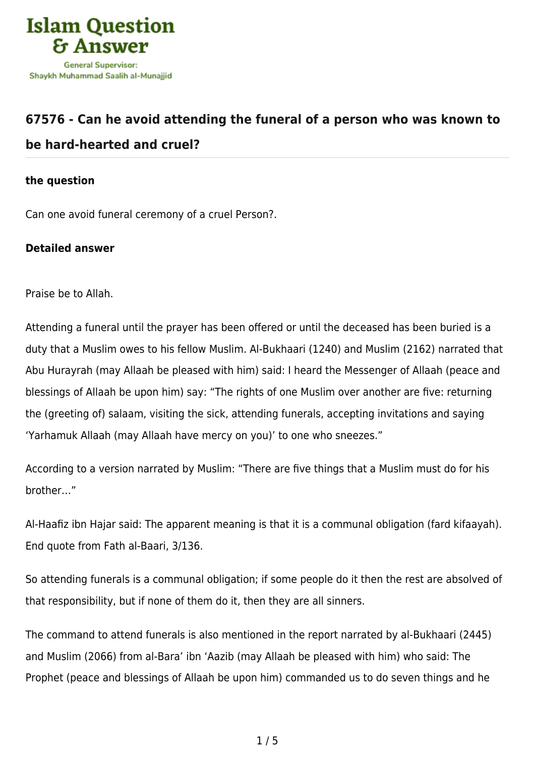## 67576 - Can he avoid attending the funeral of a person who was known to be hard-hearted and cruel?

**the question**

Can one avoid funeral ceremony of a cruel Person?.

**Detailed answer**

Praise be to Allah.

Attending a funeral until the prayer has been offered or until the deceased has been buried is a duty that a Muslim owes to his fellow Muslim. Al-Bukhaari (1240) and Muslim (2162) narrated that Abu Hurayrah (may Allaah be pleased with him) said: I heard the Messenger of Allaah (peace and blessings of Allaah be upon him) say: "The rights of one Muslim over another are five: returning the (greeting of) salaam, visiting the sick, attending funerals, accepting invitations and saying 'Yarhamuk Allaah (may Allaah have mercy on you)' to one who sneezes."

According to a version narrated by Muslim: "There are five things that a Muslim must do for his brother…"

Al-Haafiz ibn Hajar said: The apparent meaning is that it is a communal obligation (fard kifaayah). End quote from Fath al-Baari, 3/136.

So attending funerals is a communal obligation; if some people do it then the rest are absolved of that responsibility, but if none of them do it, then they are all sinners.

The command to attend funerals is also mentioned in the report narrated by al-Bukhaari (2445) and Muslim (2066) from al-Bara' ibn 'Aazib (may Allaah be pleased with him) who said: The Prophet (peace and blessings of Allaah be upon him) commanded us to do seven things and he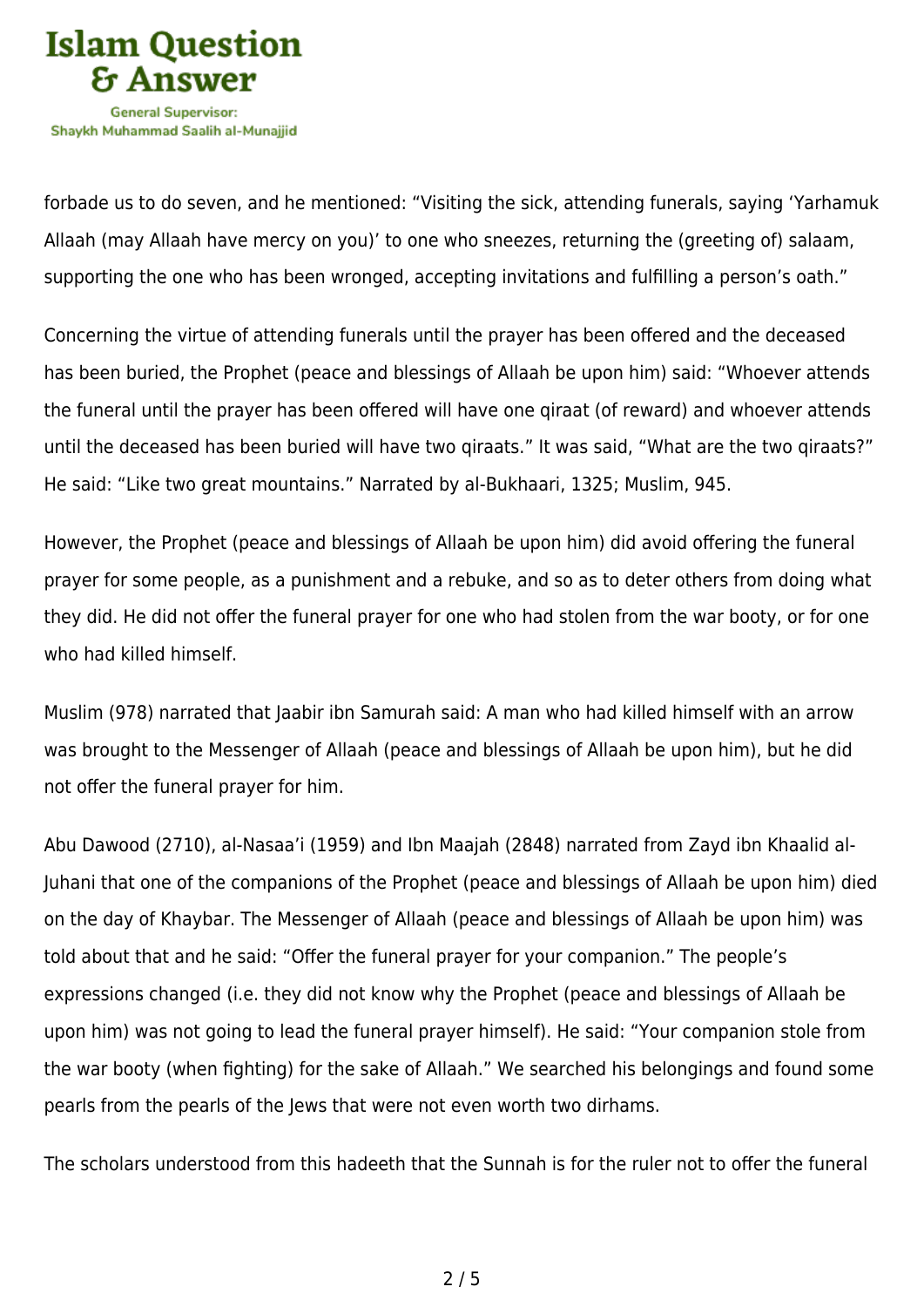forbade us to do seven, and he mentioned: "Visiting the sick, attending funerals, saying 'Yarhamuk Allaah (may Allaah have mercy on you)' to one who sneezes, returning the (greeting of) salaam, supporting the one who has been wronged, accepting invitations and fulfilling a person's oath."

Concerning the virtue of attending funerals until the prayer has been offered and the deceased has been buried, the Prophet (peace and blessings of Allaah be upon him) said: "Whoever attends the funeral until the prayer has been offered will have one qiraat (of reward) and whoever attends until the deceased has been buried will have two qiraats." It was said, "What are the two qiraats?" He said: "Like two great mountains." Narrated by al-Bukhaari, 1325; Muslim, 945.

However, the Prophet (peace and blessings of Allaah be upon him) did avoid offering the funeral prayer for some people, as a punishment and a rebuke, and so as to deter others from doing what they did. He did not offer the funeral prayer for one who had stolen from the war booty, or for one who had killed himself.

Muslim (978) narrated that Jaabir ibn Samurah said: A man who had killed himself with an arrow was brought to the Messenger of Allaah (peace and blessings of Allaah be upon him), but he did not offer the funeral prayer for him.

Abu Dawood (2710), al-Nasaa'i (1959) and Ibn Maajah (2848) narrated from Zayd ibn Khaalid al-Juhani that one of the companions of the Prophet (peace and blessings of Allaah be upon him) died on the day of Khaybar. The Messenger of Allaah (peace and blessings of Allaah be upon him) was told about that and he said: "Offer the funeral prayer for your companion." The people's expressions changed (i.e. they did not know why the Prophet (peace and blessings of Allaah be upon him) was not going to lead the funeral prayer himself). He said: "Your companion stole from the war booty (when fighting) for the sake of Allaah." We searched his belongings and found some pearls from the pearls of the Jews that were not even worth two dirhams.

The scholars understood from this hadeeth that the Sunnah is for the ruler not to offer the funeral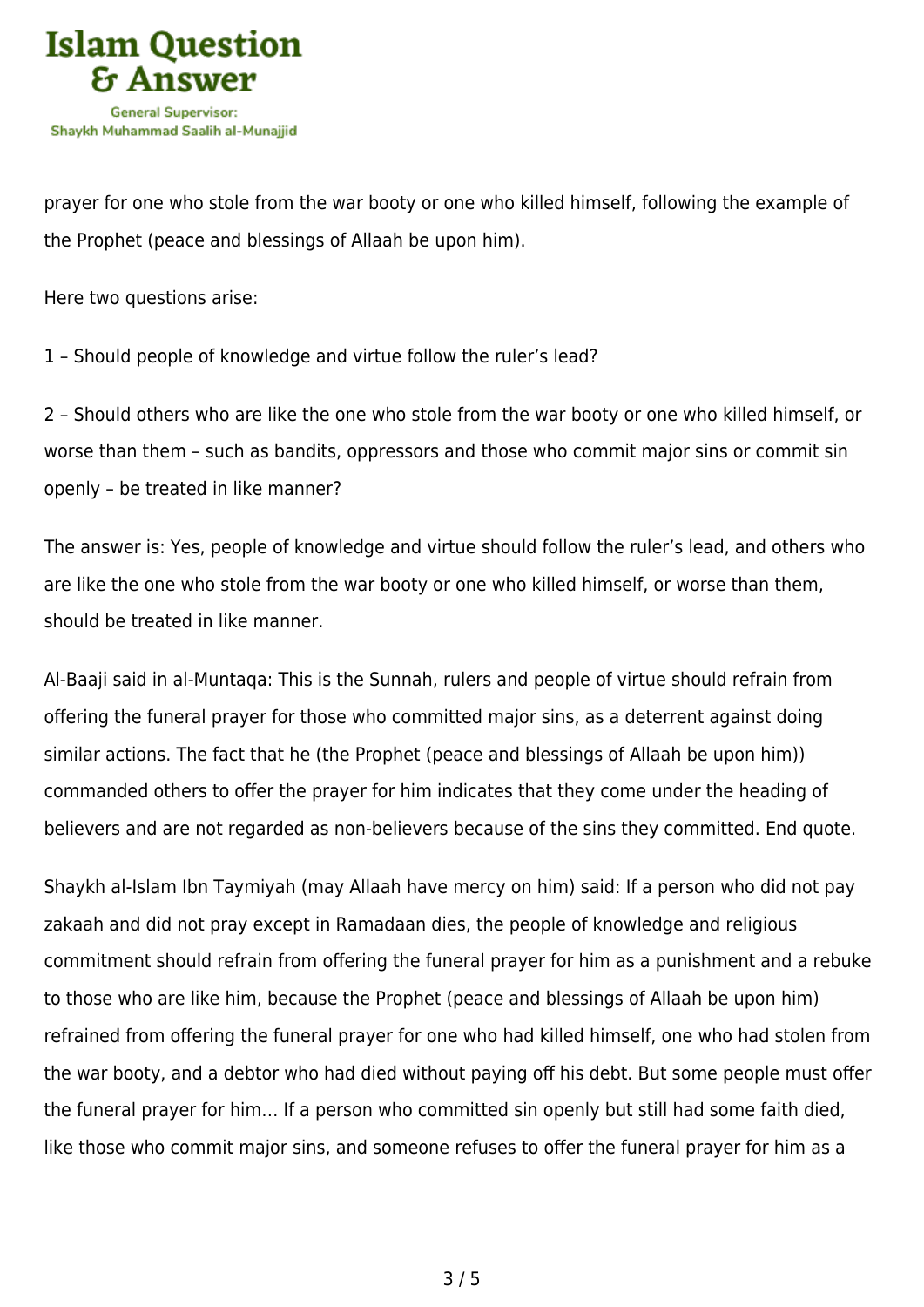prayer for one who stole from the war booty or one who killed himself, following the example of the Prophet (peace and blessings of Allaah be upon him).

Here two questions arise:

1 – Should people of knowledge and virtue follow the ruler's lead?

2 – Should others who are like the one who stole from the war booty or one who killed himself, or worse than them – such as bandits, oppressors and those who commit major sins or commit sin openly – be treated in like manner?

The answer is: Yes, people of knowledge and virtue should follow the ruler's lead, and others who are like the one who stole from the war booty or one who killed himself, or worse than them, should be treated in like manner.

Al-Baaji said in al-Muntaqa: This is the Sunnah, rulers and people of virtue should refrain from offering the funeral prayer for those who committed major sins, as a deterrent against doing similar actions. The fact that he (the Prophet (peace and blessings of Allaah be upon him)) commanded others to offer the prayer for him indicates that they come under the heading of believers and are not regarded as non-believers because of the sins they committed. End quote.

Shaykh al-Islam Ibn Taymiyah (may Allaah have mercy on him) said: If a person who did not pay zakaah and did not pray except in Ramadaan dies, the people of knowledge and religious commitment should refrain from offering the funeral prayer for him as a punishment and a rebuke to those who are like him, because the Prophet (peace and blessings of Allaah be upon him) refrained from offering the funeral prayer for one who had killed himself, one who had stolen from the war booty, and a debtor who had died without paying off his debt. But some people must offer the funeral prayer for him… If a person who committed sin openly but still had some faith died, like those who commit major sins, and someone refuses to offer the funeral prayer for him as a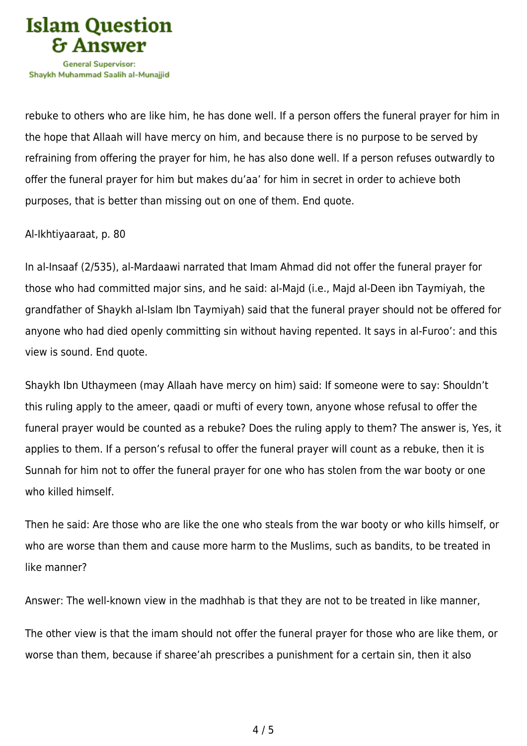rebuke to others who are like him, he has done well. If a person offers the funeral prayer for him in the hope that Allaah will have mercy on him, and because there is no purpose to be served by refraining from offering the prayer for him, he has also done well. If a person refuses outwardly to offer the funeral prayer for him but makes du'aa' for him in secret in order to achieve both purposes, that is better than missing out on one of them. End quote.

Al-Ikhtiyaaraat, p. 80

In al-Insaaf (2/535), al-Mardaawi narrated that Imam Ahmad did not offer the funeral prayer for those who had committed major sins, and he said: al-Majd (i.e., Majd al-Deen ibn Taymiyah, the grandfather of Shaykh al-Islam Ibn Taymiyah) said that the funeral prayer should not be offered for anyone who had died openly committing sin without having repented. It says in al-Furoo': and this view is sound. End quote.

Shaykh Ibn Uthaymeen (may Allaah have mercy on him) said: If someone were to say: Shouldn't this ruling apply to the ameer, qaadi or mufti of every town, anyone whose refusal to offer the funeral prayer would be counted as a rebuke? Does the ruling apply to them? The answer is, Yes, it applies to them. If a person's refusal to offer the funeral prayer will count as a rebuke, then it is Sunnah for him not to offer the funeral prayer for one who has stolen from the war booty or one who killed himself.

Then he said: Are those who are like the one who steals from the war booty or who kills himself, or who are worse than them and cause more harm to the Muslims, such as bandits, to be treated in like manner?

Answer: The well-known view in the madhhab is that they are not to be treated in like manner,

The other view is that the imam should not offer the funeral prayer for those who are like them, or worse than them, because if sharee'ah prescribes a punishment for a certain sin, then it also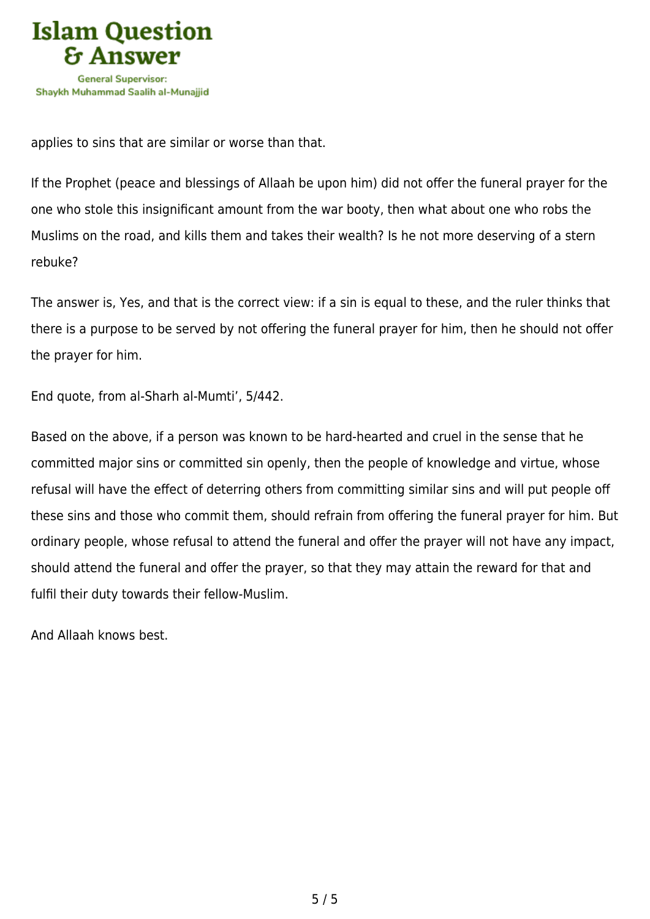applies to sins that are similar or worse than that.

If the Prophet (peace and blessings of Allaah be upon him) did not offer the funeral prayer for the one who stole this insignificant amount from the war booty, then what about one who robs the Muslims on the road, and kills them and takes their wealth? Is he not more deserving of a stern rebuke?

The answer is, Yes, and that is the correct view: if a sin is equal to these, and the ruler thinks that there is a purpose to be served by not offering the funeral prayer for him, then he should not offer the prayer for him.

End quote, from al-Sharh al-Mumti', 5/442.

Based on the above, if a person was known to be hard-hearted and cruel in the sense that he committed major sins or committed sin openly, then the people of knowledge and virtue, whose refusal will have the effect of deterring others from committing similar sins and will put people off these sins and those who commit them, should refrain from offering the funeral prayer for him. But ordinary people, whose refusal to attend the funeral and offer the prayer will not have any impact, should attend the funeral and offer the prayer, so that they may attain the reward for that and fulfil their duty towards their fellow-Muslim.

And Allaah knows best.